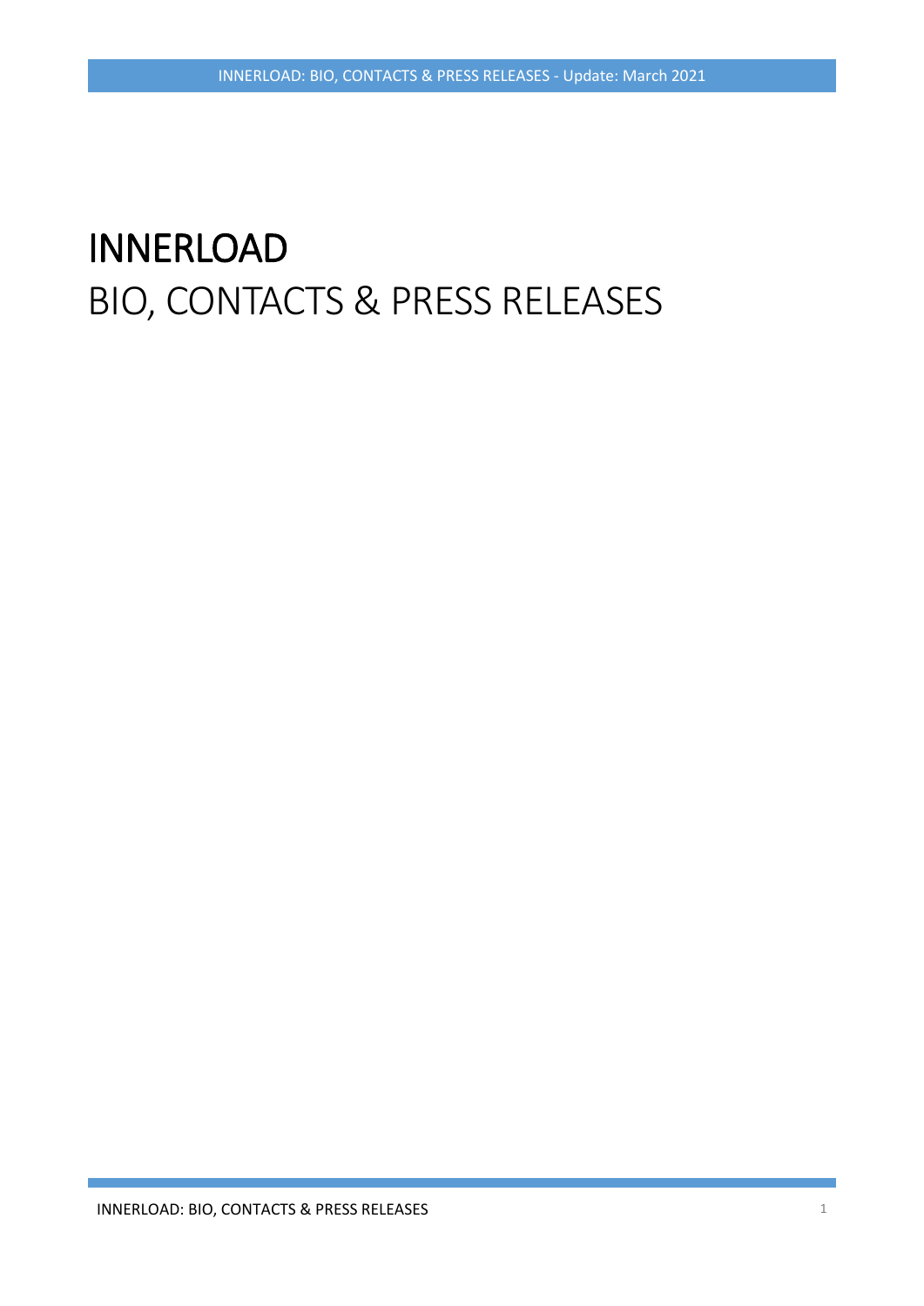# INNERLOAD

## BIO, CONTACTS & PRESS RELEASES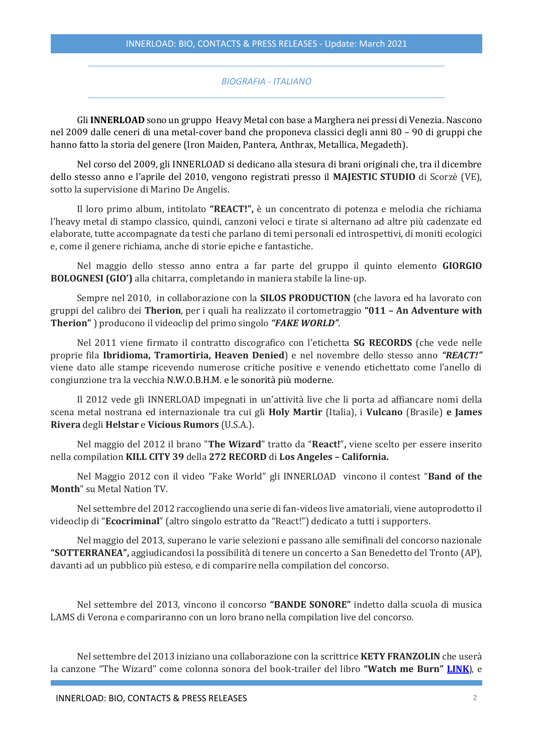*BIOGRAFIA - ITALIANO*

Gli **INNERLOAD** sono un gruppo Heavy Metal con base a Marghera nei pressi di Venezia. Nascono nel 2009 dalle ceneri di una metal-cover band che proponeva classici degli anni 80 – 90 di gruppi che hanno fatto la storia del genere (Iron Maiden, Pantera, Anthrax, Metallica, Megadeth).

Nel corso del 2009, gli INNERLOAD si dedicano alla stesura di brani originali che, tra il dicembre dello stesso anno e l'aprile del 2010, vengono registrati presso il **MAJESTIC STUDIO** di Scorzè (VE), sotto la supervisione di Marino De Angelis.

Il loro primo album, intitolato **"REACT!",** è un concentrato di potenza e melodia che richiama l'heavy metal di stampo classico, quindi, canzoni veloci e tirate si alternano ad altre più cadenzate ed elaborate, tutte accompagnate da testi che parlano di temi personali ed introspettivi, di moniti ecologici e, come il genere richiama, anche di storie epiche e fantastiche.

Nel maggio dello stesso anno entra a far parte del gruppo il quinto elemento **GIORGIO BOLOGNESI (GIO')** alla chitarra, completando in maniera stabile la line-up.

Sempre nel 2010, in collaborazione con la **SILOS PRODUCTION** (che lavora ed ha lavorato con gruppi del calibro dei **Therion**, per i quali ha realizzato il cortometraggio **"011 – An Adventure with Therion"** ) producono il videoclip del primo singolo ***"FAKE WORLD"***.

Nel 2011 viene firmato il contratto discografico con l'etichetta **SG RECORDS** (che vede nelle proprie fila **Ibridioma, Tramortiria, Heaven Denied**) e nel novembre dello stesso anno ***"REACT!"*** viene dato alle stampe ricevendo numerose critiche positive e venendo etichettato come l'anello di congiunzione tra la vecchia N.W.O.B.H.M. e le sonorità più moderne.

Il 2012 vede gli INNERLOAD impegnati in un'attività live che li porta ad affiancare nomi della scena metal nostrana ed internazionale tra cui gli **Holy Martir** (Italia), i **Vulcano** (Brasile) **e James Rivera** degli **Helstar** e **Vicious Rumors** (U.S.A.).

Nel maggio del 2012 il brano "**The Wizard**" tratto da "**React!**"**,** viene scelto per essere inserito nella compilation **KILL CITY 39** della **272 RECORD** di **Los Angeles – California.**

Nel Maggio 2012 con il video "Fake World" gli INNERLOAD vincono il contest "**Band of the Month**" su Metal Nation TV.

Nel settembre del 2012 raccogliendo una serie di fan-videos live amatoriali, viene autoprodotto il videoclip di "**Ecocriminal**" (altro singolo estratto da "React!") dedicato a tutti i supporters.

Nel maggio del 2013, superano le varie selezioni e passano alle semifinali del concorso nazionale **"SOTTERRANEA",** aggiudicandosi la possibilità di tenere un concerto a San Benedetto del Tronto (AP), davanti ad un pubblico più esteso, e di comparire nella compilation del concorso.

Nel settembre del 2013, vincono il concorso **"BANDE SONORE"** indetto dalla scuola di musica LAMS di Verona e compariranno con un loro brano nella compilation live del concorso.

Nel settembre del 2013 iniziano una collaborazione con la scrittrice **KETY FRANZOLIN** che userà la canzone "The Wizard" come colonna sonora del book-trailer del libro **"Watch me Burn"** **LINK**), e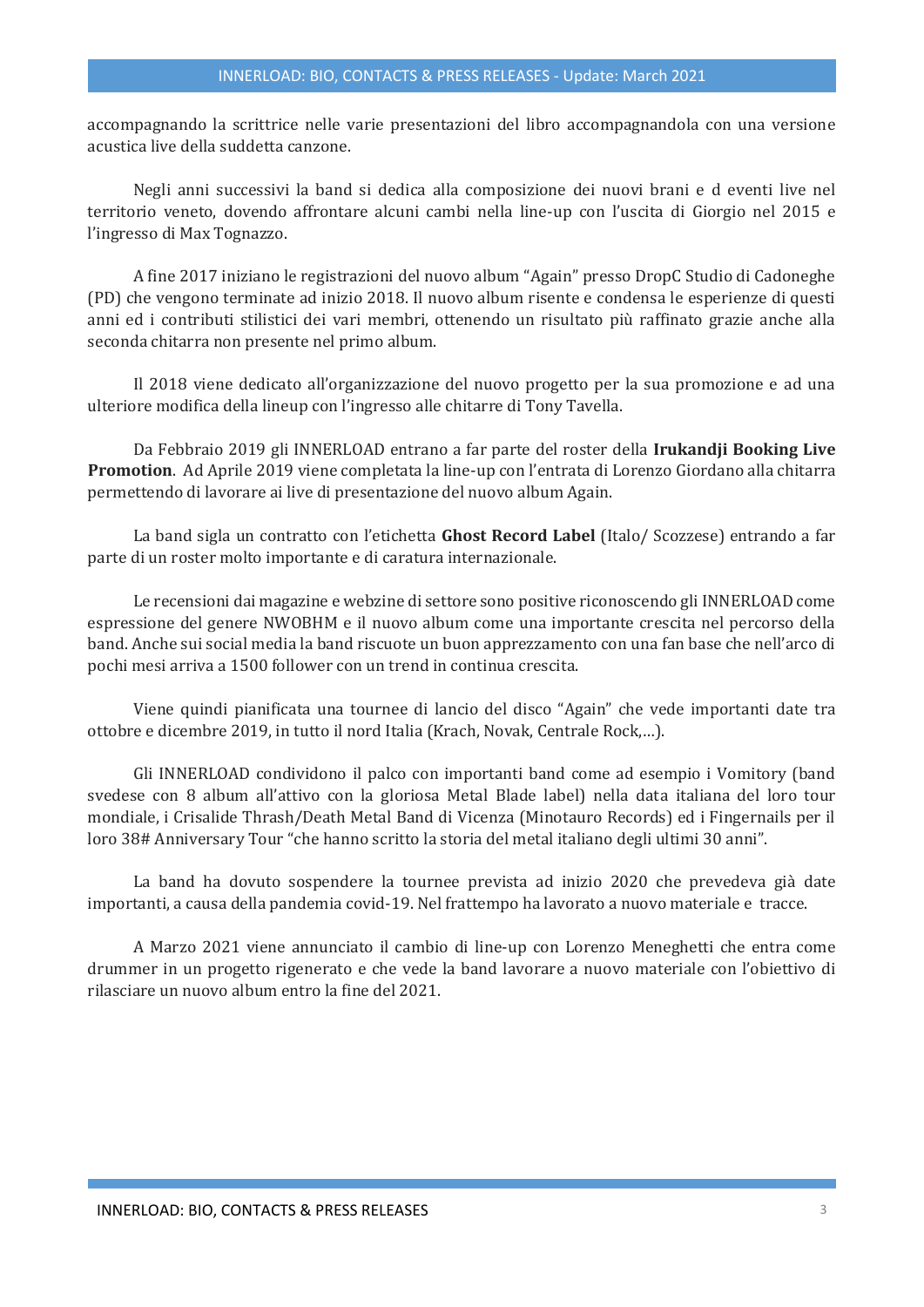accompagnando la scrittrice nelle varie presentazioni del libro accompagnandola con una versione acustica live della suddetta canzone.

Negli anni successivi la band si dedica alla composizione dei nuovi brani e d eventi live nel territorio veneto, dovendo affrontare alcuni cambi nella line-up con l'uscita di Giorgio nel 2015 e l'ingresso di Max Tognazzo.

A fine 2017 iniziano le registrazioni del nuovo album "Again" presso DropC Studio di Cadoneghe (PD) che vengono terminate ad inizio 2018. Il nuovo album risente e condensa le esperienze di questi anni ed i contributi stilistici dei vari membri, ottenendo un risultato più raffinato grazie anche alla seconda chitarra non presente nel primo album.

Il 2018 viene dedicato all'organizzazione del nuovo progetto per la sua promozione e ad una ulteriore modifica della lineup con l'ingresso alle chitarre di Tony Tavella.

Da Febbraio 2019 gli INNERLOAD entrano a far parte del roster della **Irukandji Booking Live Promotion**. Ad Aprile 2019 viene completata la line-up con l'entrata di Lorenzo Giordano alla chitarra permettendo di lavorare ai live di presentazione del nuovo album Again.

La band sigla un contratto con l'etichetta **Ghost Record Label** (Italo/ Scozzese) entrando a far parte di un roster molto importante e di caratura internazionale.

Le recensioni dai magazine e webzine di settore sono positive riconoscendo gli INNERLOAD come espressione del genere NWOBHM e il nuovo album come una importante crescita nel percorso della band. Anche sui social media la band riscuote un buon apprezzamento con una fan base che nell'arco di pochi mesi arriva a 1500 follower con un trend in continua crescita.

Viene quindi pianificata una tournee di lancio del disco "Again" che vede importanti date tra ottobre e dicembre 2019, in tutto il nord Italia (Krach, Novak, Centrale Rock,…).

Gli INNERLOAD condividono il palco con importanti band come ad esempio i Vomitory (band svedese con 8 album all'attivo con la gloriosa Metal Blade label) nella data italiana del loro tour mondiale, i Crisalide Thrash/Death Metal Band di Vicenza (Minotauro Records) ed i Fingernails per il loro 38# Anniversary Tour "che hanno scritto la storia del metal italiano degli ultimi 30 anni".

La band ha dovuto sospendere la tournee prevista ad inizio 2020 che prevedeva già date importanti, a causa della pandemia covid-19. Nel frattempo ha lavorato a nuovo materiale e tracce.

A Marzo 2021 viene annunciato il cambio di line-up con Lorenzo Meneghetti che entra come drummer in un progetto rigenerato e che vede la band lavorare a nuovo materiale con l'obiettivo di rilasciare un nuovo album entro la fine del 2021.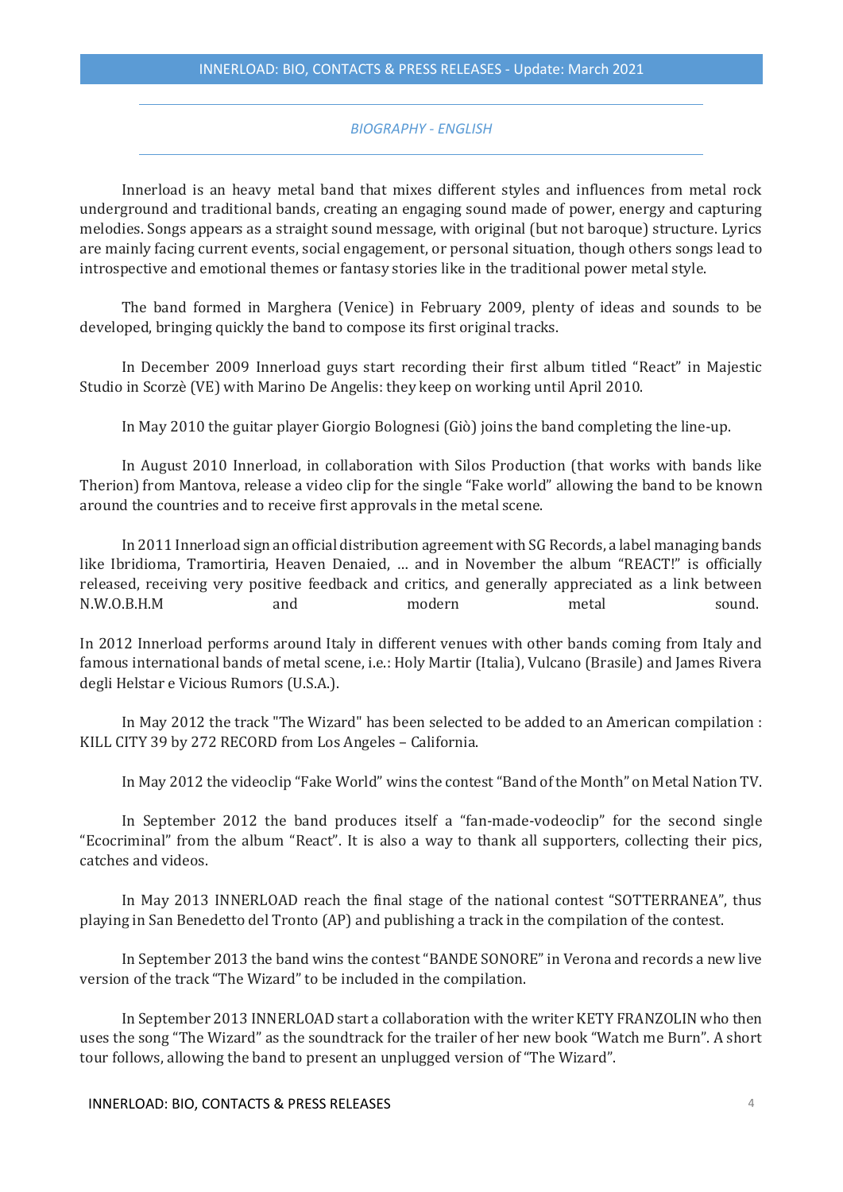*BIOGRAPHY - ENGLISH*

Innerload is an heavy metal band that mixes different styles and influences from metal rock underground and traditional bands, creating an engaging sound made of power, energy and capturing melodies. Songs appears as a straight sound message, with original (but not baroque) structure. Lyrics are mainly facing current events, social engagement, or personal situation, though others songs lead to introspective and emotional themes or fantasy stories like in the traditional power metal style.

The band formed in Marghera (Venice) in February 2009, plenty of ideas and sounds to be developed, bringing quickly the band to compose its first original tracks.

In December 2009 Innerload guys start recording their first album titled "React" in Majestic Studio in Scorzè (VE) with Marino De Angelis: they keep on working until April 2010.

In May 2010 the guitar player Giorgio Bolognesi (Giò) joins the band completing the line-up.

In August 2010 Innerload, in collaboration with Silos Production (that works with bands like Therion) from Mantova, release a video clip for the single "Fake world" allowing the band to be known around the countries and to receive first approvals in the metal scene.

In 2011 Innerload sign an official distribution agreement with SG Records, a label managing bands like Ibridioma, Tramortiria, Heaven Denaied, … and in November the album "REACT!" is officially released, receiving very positive feedback and critics, and generally appreciated as a link between N.W.O.B.H.M and modern metal sound.

In 2012 Innerload performs around Italy in different venues with other bands coming from Italy and famous international bands of metal scene, i.e.: Holy Martir (Italia), Vulcano (Brasile) and James Rivera degli Helstar e Vicious Rumors (U.S.A.).

In May 2012 the track "The Wizard" has been selected to be added to an American compilation : KILL CITY 39 by 272 RECORD from Los Angeles – California.

In May 2012 the videoclip "Fake World" wins the contest "Band of the Month" on Metal Nation TV.

In September 2012 the band produces itself a "fan-made-vodeoclip" for the second single "Ecocriminal" from the album "React". It is also a way to thank all supporters, collecting their pics, catches and videos.

In May 2013 INNERLOAD reach the final stage of the national contest "SOTTERRANEA", thus playing in San Benedetto del Tronto (AP) and publishing a track in the compilation of the contest.

In September 2013 the band wins the contest "BANDE SONORE" in Verona and records a new live version of the track "The Wizard" to be included in the compilation.

In September 2013 INNERLOAD start a collaboration with the writer KETY FRANZOLIN who then uses the song "The Wizard" as the soundtrack for the trailer of her new book "Watch me Burn". A short tour follows, allowing the band to present an unplugged version of "The Wizard".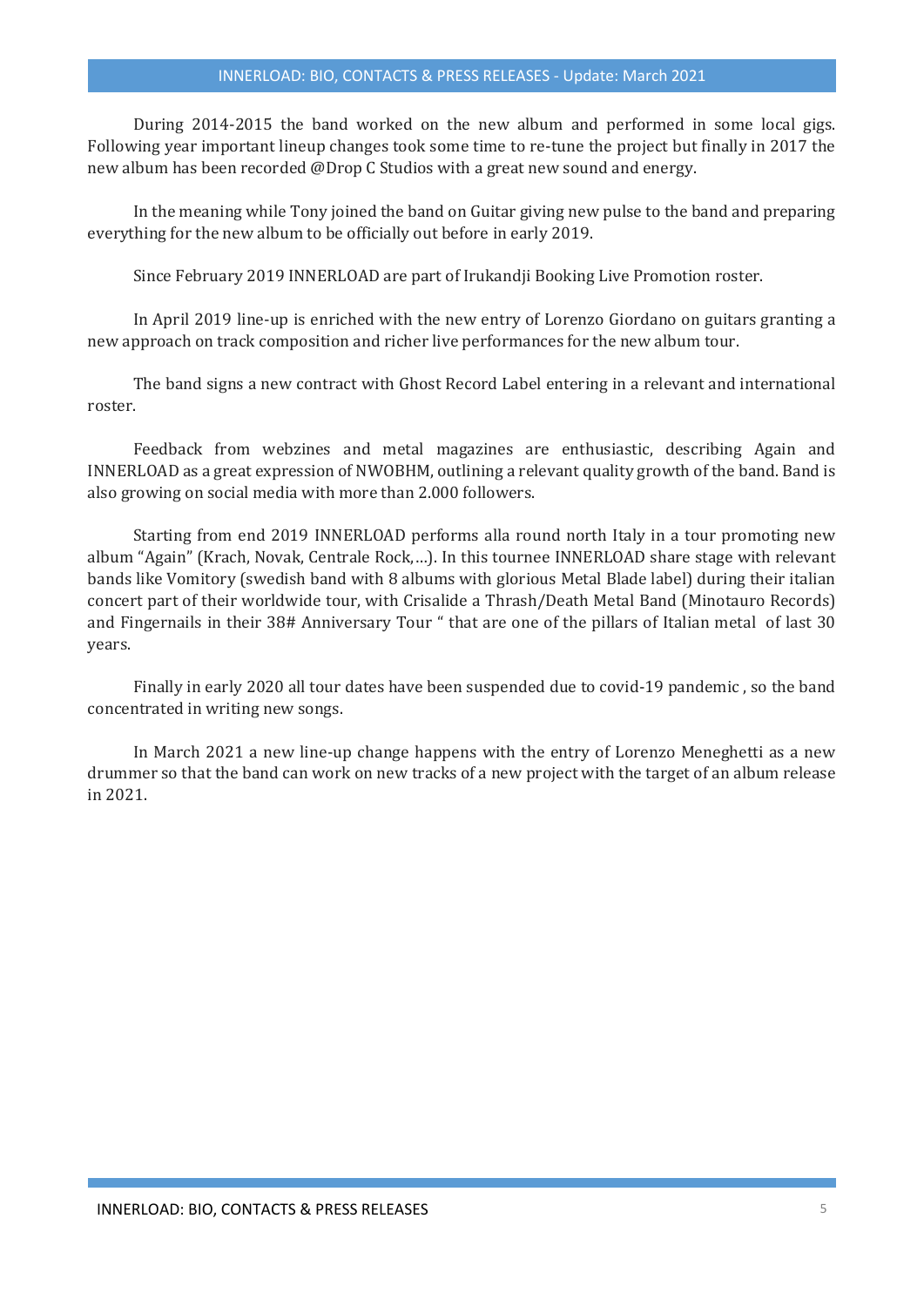During 2014-2015 the band worked on the new album and performed in some local gigs. Following year important lineup changes took some time to re-tune the project but finally in 2017 the new album has been recorded @Drop C Studios with a great new sound and energy.

In the meaning while Tony joined the band on Guitar giving new pulse to the band and preparing everything for the new album to be officially out before in early 2019.

Since February 2019 INNERLOAD are part of Irukandji Booking Live Promotion roster.

In April 2019 line-up is enriched with the new entry of Lorenzo Giordano on guitars granting a new approach on track composition and richer live performances for the new album tour.

The band signs a new contract with Ghost Record Label entering in a relevant and international roster.

Feedback from webzines and metal magazines are enthusiastic, describing Again and INNERLOAD as a great expression of NWOBHM, outlining a relevant quality growth of the band. Band is also growing on social media with more than 2.000 followers.

Starting from end 2019 INNERLOAD performs alla round north Italy in a tour promoting new album "Again" (Krach, Novak, Centrale Rock,…). In this tournee INNERLOAD share stage with relevant bands like Vomitory (swedish band with 8 albums with glorious Metal Blade label) during their italian concert part of their worldwide tour, with Crisalide a Thrash/Death Metal Band (Minotauro Records) and Fingernails in their 38# Anniversary Tour " that are one of the pillars of Italian metal of last 30 years.

Finally in early 2020 all tour dates have been suspended due to covid-19 pandemic , so the band concentrated in writing new songs.

In March 2021 a new line-up change happens with the entry of Lorenzo Meneghetti as a new drummer so that the band can work on new tracks of a new project with the target of an album release in 2021.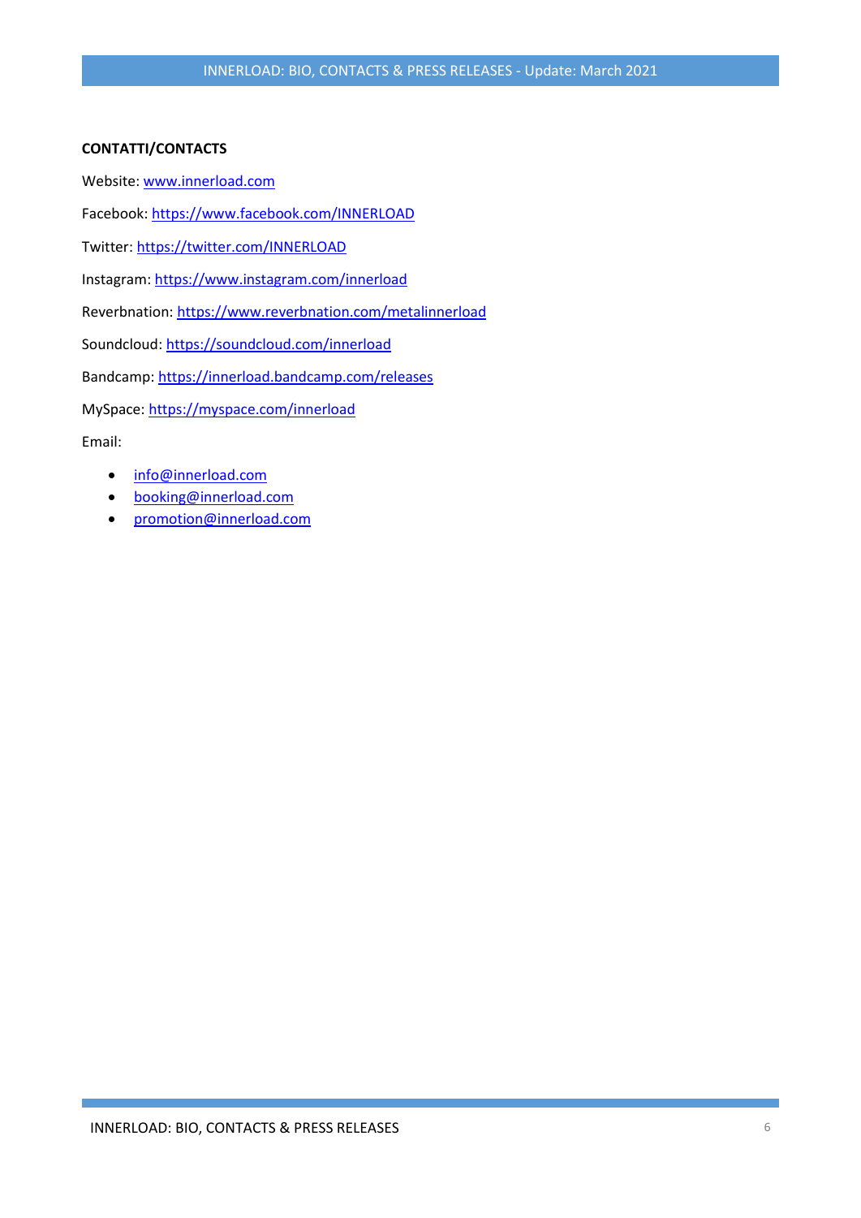**CONTATTI/CONTACTS**

Website: www.innerload.com

Facebook: https://www.facebook.com/INNERLOAD

Twitter: https://twitter.com/INNERLOAD

Instagram: https://www.instagram.com/innerload

Reverbnation: https://www.reverbnation.com/metalinnerload

Soundcloud: https://soundcloud.com/innerload

Bandcamp: https://innerload.bandcamp.com/releases

MySpace: https://myspace.com/innerload

Email:

- info@innerload.com
- booking@innerload.com
- promotion@innerload.com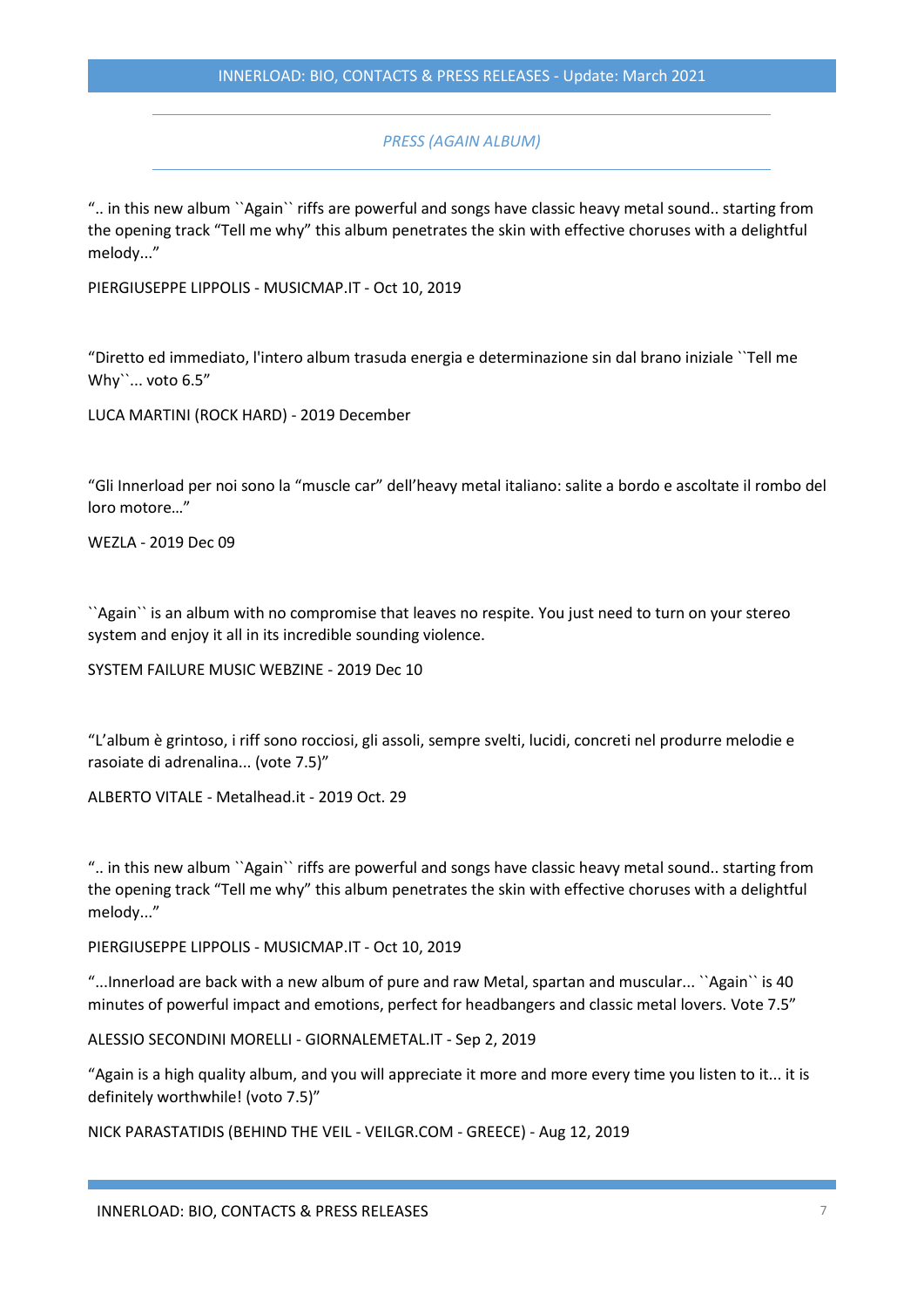*PRESS (AGAIN ALBUM)*

".. in this new album ``Again`` riffs are powerful and songs have classic heavy metal sound.. starting from the opening track "Tell me why" this album penetrates the skin with effective choruses with a delightful melody..."

PIERGIUSEPPE LIPPOLIS - MUSICMAP.IT - Oct 10, 2019

"Diretto ed immediato, l'intero album trasuda energia e determinazione sin dal brano iniziale ``Tell me Why``... voto 6.5"

LUCA MARTINI (ROCK HARD) - 2019 December

"Gli Innerload per noi sono la "muscle car" dell'heavy metal italiano: salite a bordo e ascoltate il rombo del loro motore…"

WEZLA - 2019 Dec 09

``Again`` is an album with no compromise that leaves no respite. You just need to turn on your stereo system and enjoy it all in its incredible sounding violence.

SYSTEM FAILURE MUSIC WEBZINE - 2019 Dec 10

"L'album è grintoso, i riff sono rocciosi, gli assoli, sempre svelti, lucidi, concreti nel produrre melodie e rasoiate di adrenalina... (vote 7.5)"

ALBERTO VITALE - Metalhead.it - 2019 Oct. 29

".. in this new album ``Again`` riffs are powerful and songs have classic heavy metal sound.. starting from the opening track "Tell me why" this album penetrates the skin with effective choruses with a delightful melody..."

PIERGIUSEPPE LIPPOLIS - MUSICMAP.IT - Oct 10, 2019

"...Innerload are back with a new album of pure and raw Metal, spartan and muscular... ``Again`` is 40 minutes of powerful impact and emotions, perfect for headbangers and classic metal lovers. Vote 7.5"

ALESSIO SECONDINI MORELLI - GIORNALEMETAL.IT - Sep 2, 2019

"Again is a high quality album, and you will appreciate it more and more every time you listen to it... it is definitely worthwhile! (voto 7.5)"

NICK PARASTATIDIS (BEHIND THE VEIL - VEILGR.COM - GREECE) - Aug 12, 2019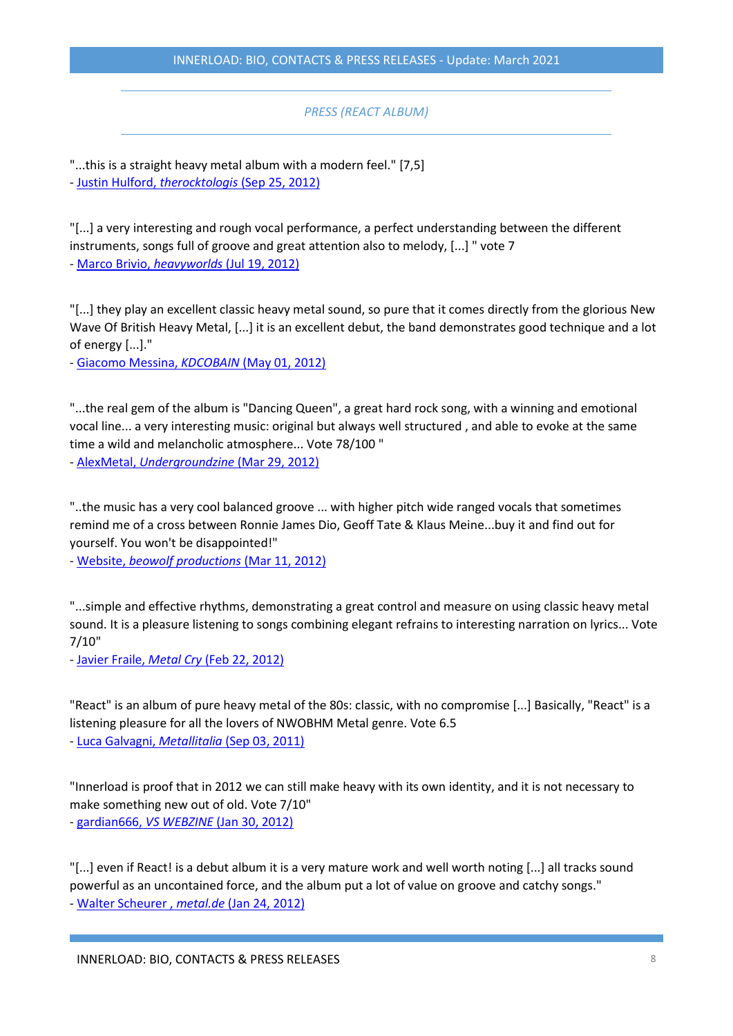## PRESS (REACT ALBUM)

"...this is a straight heavy metal album with a modern feel." [7,5]
- Justin Hulford, *therocktologis* (Sep 25, 2012)

"[...] a very interesting and rough vocal performance, a perfect understanding between the different instruments, songs full of groove and great attention also to melody, [...] " vote 7
- Marco Brivio, *heavyworlds* (Jul 19, 2012)

"[...] they play an excellent classic heavy metal sound, so pure that it comes directly from the glorious New Wave Of British Heavy Metal, [...] it is an excellent debut, the band demonstrates good technique and a lot of energy [...]."
- Giacomo Messina, *KDCOBAIN* (May 01, 2012)

"...the real gem of the album is "Dancing Queen", a great hard rock song, with a winning and emotional vocal line... a very interesting music: original but always well structured , and able to evoke at the same time a wild and melancholic atmosphere... Vote 78/100 "
- AlexMetal, *Undergroundzine* (Mar 29, 2012)

"..the music has a very cool balanced groove ... with higher pitch wide ranged vocals that sometimes remind me of a cross between Ronnie James Dio, Geoff Tate & Klaus Meine...buy it and find out for yourself. You won't be disappointed!"
- Website, *beowolf productions* (Mar 11, 2012)

"...simple and effective rhythms, demonstrating a great control and measure on using classic heavy metal sound. It is a pleasure listening to songs combining elegant refrains to interesting narration on lyrics... Vote 7/10"
- Javier Fraile, *Metal Cry* (Feb 22, 2012)

"React" is an album of pure heavy metal of the 80s: classic, with no compromise [...] Basically, "React" is a listening pleasure for all the lovers of NWOBHM Metal genre. Vote 6.5
- Luca Galvagni, *Metallitalia* (Sep 03, 2011)

"Innerload is proof that in 2012 we can still make heavy with its own identity, and it is not necessary to make something new out of old. Vote 7/10"
- gardian666, *VS WEBZINE* (Jan 30, 2012)

"[...] even if React! is a debut album it is a very mature work and well worth noting [...] all tracks sound powerful as an uncontained force, and the album put a lot of value on groove and catchy songs."
- Walter Scheurer , *metal.de* (Jan 24, 2012)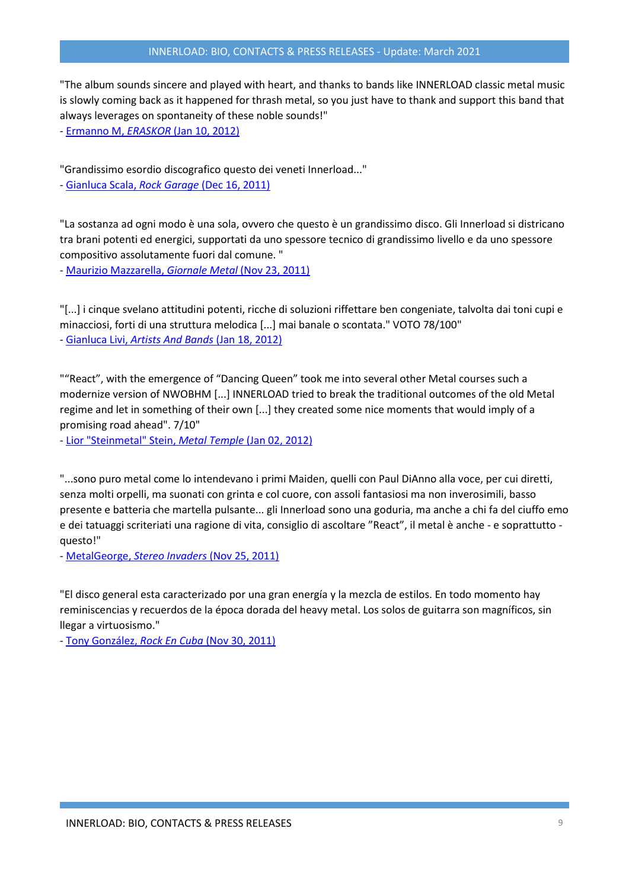"The album sounds sincere and played with heart, and thanks to bands like INNERLOAD classic metal music is slowly coming back as it happened for thrash metal, so you just have to thank and support this band that always leverages on spontaneity of these noble sounds!"
- Ermanno M, *ERASKOR* (Jan 10, 2012)

"Grandissimo esordio discografico questo dei veneti Innerload..."
- Gianluca Scala, *Rock Garage* (Dec 16, 2011)

"La sostanza ad ogni modo è una sola, ovvero che questo è un grandissimo disco. Gli Innerload si districano tra brani potenti ed energici, supportati da uno spessore tecnico di grandissimo livello e da uno spessore compositivo assolutamente fuori dal comune. "
- Maurizio Mazzarella, *Giornale Metal* (Nov 23, 2011)

"[...] i cinque svelano attitudini potenti, ricche di soluzioni riffettare ben congeniate, talvolta dai toni cupi e minacciosi, forti di una struttura melodica [...] mai banale o scontata." VOTO 78/100"
- Gianluca Livi, *Artists And Bands* (Jan 18, 2012)

"“React”, with the emergence of “Dancing Queen” took me into several other Metal courses such a modernize version of NWOBHM [...] INNERLOAD tried to break the traditional outcomes of the old Metal regime and let in something of their own [...] they created some nice moments that would imply of a promising road ahead". 7/10"
- Lior "Steinmetal" Stein, *Metal Temple* (Jan 02, 2012)

"...sono puro metal come lo intendevano i primi Maiden, quelli con Paul DiAnno alla voce, per cui diretti, senza molti orpelli, ma suonati con grinta e col cuore, con assoli fantasiosi ma non inverosimili, basso presente e batteria che martella pulsante... gli Innerload sono una goduria, ma anche a chi fa del ciuffo emo e dei tatuaggi scriteriati una ragione di vita, consiglio di ascoltare ”React”, il metal è anche - e soprattutto - questo!"
- MetalGeorge, *Stereo Invaders* (Nov 25, 2011)

"El disco general esta caracterizado por una gran energía y la mezcla de estilos. En todo momento hay reminiscencias y recuerdos de la época dorada del heavy metal. Los solos de guitarra son magníficos, sin llegar a virtuosismo."
- Tony González, *Rock En Cuba* (Nov 30, 2011)